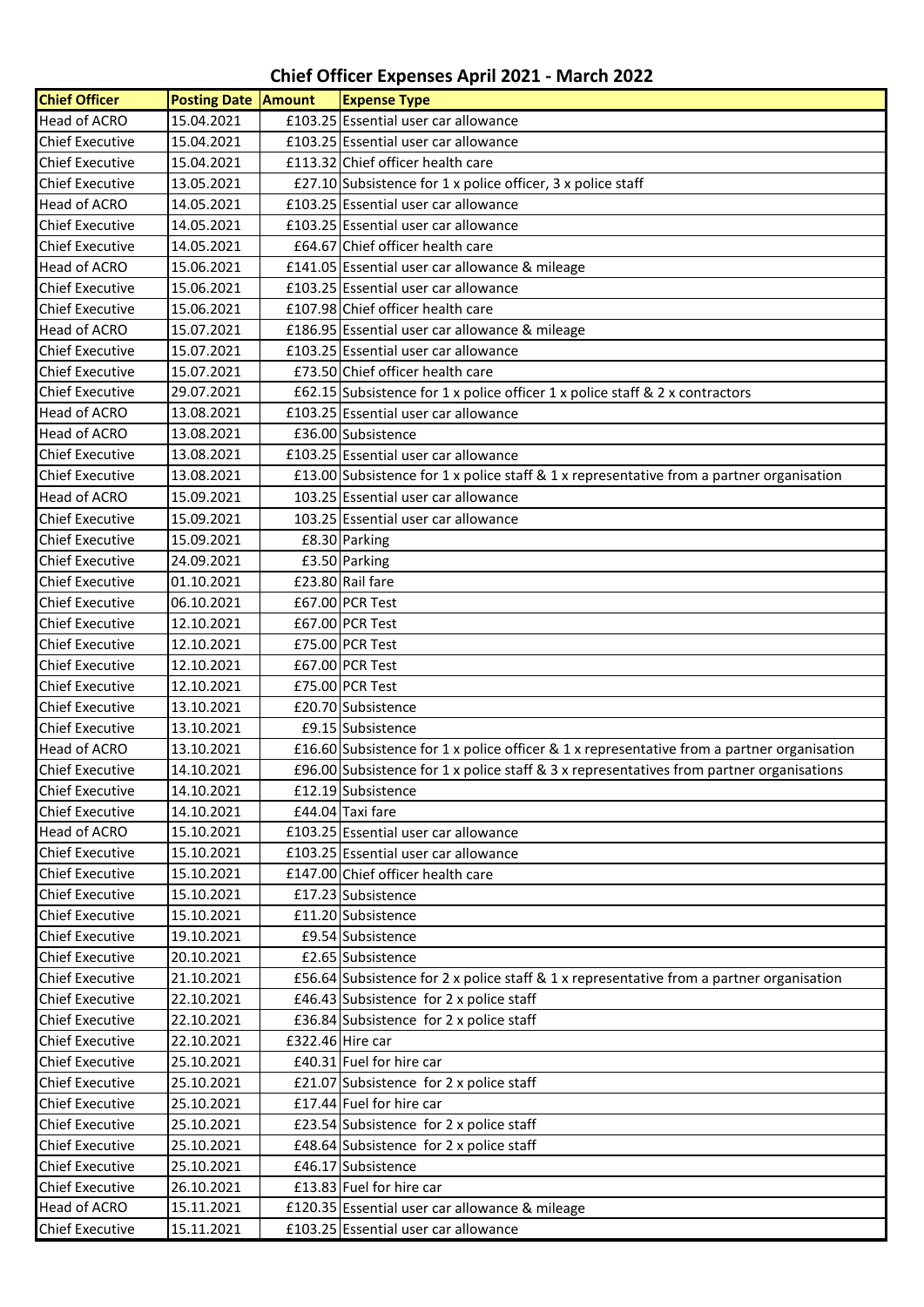# Chief Officer Expenses April 2021 - March 2022

| Chief Officer | Posting Date | Amount | Expense Type |
|---|---|---|---|
| Head of ACRO | 15.04.2021 | £103.25 | Essential user car allowance |
| Chief Executive | 15.04.2021 | £103.25 | Essential user car allowance |
| Chief Executive | 15.04.2021 | £113.32 | Chief officer health care |
| Chief Executive | 13.05.2021 | £27.10 | Subsistence for 1 x police officer, 3 x police staff |
| Head of ACRO | 14.05.2021 | £103.25 | Essential user car allowance |
| Chief Executive | 14.05.2021 | £103.25 | Essential user car allowance |
| Chief Executive | 14.05.2021 | £64.67 | Chief officer health care |
| Head of ACRO | 15.06.2021 | £141.05 | Essential user car allowance & mileage |
| Chief Executive | 15.06.2021 | £103.25 | Essential user car allowance |
| Chief Executive | 15.06.2021 | £107.98 | Chief officer health care |
| Head of ACRO | 15.07.2021 | £186.95 | Essential user car allowance & mileage |
| Chief Executive | 15.07.2021 | £103.25 | Essential user car allowance |
| Chief Executive | 15.07.2021 | £73.50 | Chief officer health care |
| Chief Executive | 29.07.2021 | £62.15 | Subsistence for 1 x police officer 1 x police staff & 2 x contractors |
| Head of ACRO | 13.08.2021 | £103.25 | Essential user car allowance |
| Head of ACRO | 13.08.2021 | £36.00 | Subsistence |
| Chief Executive | 13.08.2021 | £103.25 | Essential user car allowance |
| Chief Executive | 13.08.2021 | £13.00 | Subsistence for 1 x police staff & 1 x representative from a partner organisation |
| Head of ACRO | 15.09.2021 | 103.25 | Essential user car allowance |
| Chief Executive | 15.09.2021 | 103.25 | Essential user car allowance |
| Chief Executive | 15.09.2021 | £8.30 | Parking |
| Chief Executive | 24.09.2021 | £3.50 | Parking |
| Chief Executive | 01.10.2021 | £23.80 | Rail fare |
| Chief Executive | 06.10.2021 | £67.00 | PCR Test |
| Chief Executive | 12.10.2021 | £67.00 | PCR Test |
| Chief Executive | 12.10.2021 | £75.00 | PCR Test |
| Chief Executive | 12.10.2021 | £67.00 | PCR Test |
| Chief Executive | 12.10.2021 | £75.00 | PCR Test |
| Chief Executive | 13.10.2021 | £20.70 | Subsistence |
| Chief Executive | 13.10.2021 | £9.15 | Subsistence |
| Head of ACRO | 13.10.2021 | £16.60 | Subsistence for 1 x police officer & 1 x representative from a partner organisation |
| Chief Executive | 14.10.2021 | £96.00 | Subsistence for 1 x police staff & 3 x representatives from partner organisations |
| Chief Executive | 14.10.2021 | £12.19 | Subsistence |
| Chief Executive | 14.10.2021 | £44.04 | Taxi fare |
| Head of ACRO | 15.10.2021 | £103.25 | Essential user car allowance |
| Chief Executive | 15.10.2021 | £103.25 | Essential user car allowance |
| Chief Executive | 15.10.2021 | £147.00 | Chief officer health care |
| Chief Executive | 15.10.2021 | £17.23 | Subsistence |
| Chief Executive | 15.10.2021 | £11.20 | Subsistence |
| Chief Executive | 19.10.2021 | £9.54 | Subsistence |
| Chief Executive | 20.10.2021 | £2.65 | Subsistence |
| Chief Executive | 21.10.2021 | £56.64 | Subsistence for 2 x police staff & 1 x representative from a partner organisation |
| Chief Executive | 22.10.2021 | £46.43 | Subsistence for 2 x police staff |
| Chief Executive | 22.10.2021 | £36.84 | Subsistence for 2 x police staff |
| Chief Executive | 22.10.2021 | £322.46 | Hire car |
| Chief Executive | 25.10.2021 | £40.31 | Fuel for hire car |
| Chief Executive | 25.10.2021 | £21.07 | Subsistence for 2 x police staff |
| Chief Executive | 25.10.2021 | £17.44 | Fuel for hire car |
| Chief Executive | 25.10.2021 | £23.54 | Subsistence for 2 x police staff |
| Chief Executive | 25.10.2021 | £48.64 | Subsistence for 2 x police staff |
| Chief Executive | 25.10.2021 | £46.17 | Subsistence |
| Chief Executive | 26.10.2021 | £13.83 | Fuel for hire car |
| Head of ACRO | 15.11.2021 | £120.35 | Essential user car allowance & mileage |
| Chief Executive | 15.11.2021 | £103.25 | Essential user car allowance |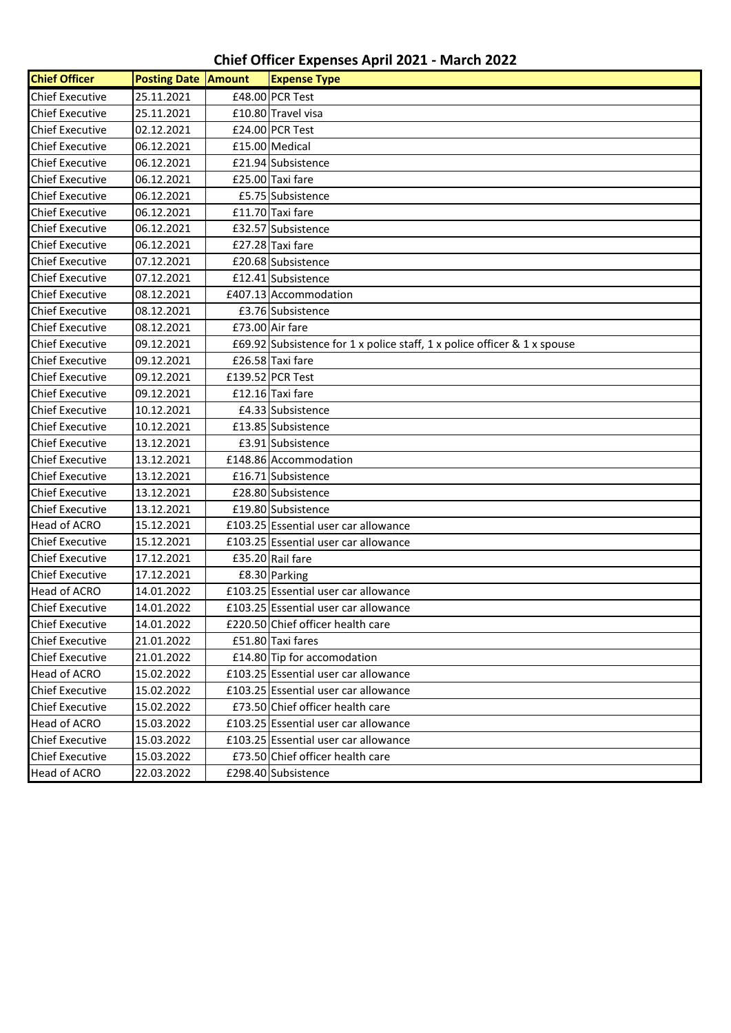# Chief Officer Expenses April 2021 - March 2022

| Chief Officer | Posting Date | Amount | Expense Type |
|---|---|---|---|
| Chief Executive | 25.11.2021 | £48.00 | PCR Test |
| Chief Executive | 25.11.2021 | £10.80 | Travel visa |
| Chief Executive | 02.12.2021 | £24.00 | PCR Test |
| Chief Executive | 06.12.2021 | £15.00 | Medical |
| Chief Executive | 06.12.2021 | £21.94 | Subsistence |
| Chief Executive | 06.12.2021 | £25.00 | Taxi fare |
| Chief Executive | 06.12.2021 | £5.75 | Subsistence |
| Chief Executive | 06.12.2021 | £11.70 | Taxi fare |
| Chief Executive | 06.12.2021 | £32.57 | Subsistence |
| Chief Executive | 06.12.2021 | £27.28 | Taxi fare |
| Chief Executive | 07.12.2021 | £20.68 | Subsistence |
| Chief Executive | 07.12.2021 | £12.41 | Subsistence |
| Chief Executive | 08.12.2021 | £407.13 | Accommodation |
| Chief Executive | 08.12.2021 | £3.76 | Subsistence |
| Chief Executive | 08.12.2021 | £73.00 | Air fare |
| Chief Executive | 09.12.2021 | £69.92 | Subsistence for 1 x police staff, 1 x police officer & 1 x spouse |
| Chief Executive | 09.12.2021 | £26.58 | Taxi fare |
| Chief Executive | 09.12.2021 | £139.52 | PCR Test |
| Chief Executive | 09.12.2021 | £12.16 | Taxi fare |
| Chief Executive | 10.12.2021 | £4.33 | Subsistence |
| Chief Executive | 10.12.2021 | £13.85 | Subsistence |
| Chief Executive | 13.12.2021 | £3.91 | Subsistence |
| Chief Executive | 13.12.2021 | £148.86 | Accommodation |
| Chief Executive | 13.12.2021 | £16.71 | Subsistence |
| Chief Executive | 13.12.2021 | £28.80 | Subsistence |
| Chief Executive | 13.12.2021 | £19.80 | Subsistence |
| Head of ACRO | 15.12.2021 | £103.25 | Essential user car allowance |
| Chief Executive | 15.12.2021 | £103.25 | Essential user car allowance |
| Chief Executive | 17.12.2021 | £35.20 | Rail fare |
| Chief Executive | 17.12.2021 | £8.30 | Parking |
| Head of ACRO | 14.01.2022 | £103.25 | Essential user car allowance |
| Chief Executive | 14.01.2022 | £103.25 | Essential user car allowance |
| Chief Executive | 14.01.2022 | £220.50 | Chief officer health care |
| Chief Executive | 21.01.2022 | £51.80 | Taxi fares |
| Chief Executive | 21.01.2022 | £14.80 | Tip for accomodation |
| Head of ACRO | 15.02.2022 | £103.25 | Essential user car allowance |
| Chief Executive | 15.02.2022 | £103.25 | Essential user car allowance |
| Chief Executive | 15.02.2022 | £73.50 | Chief officer health care |
| Head of ACRO | 15.03.2022 | £103.25 | Essential user car allowance |
| Chief Executive | 15.03.2022 | £103.25 | Essential user car allowance |
| Chief Executive | 15.03.2022 | £73.50 | Chief officer health care |
| Head of ACRO | 22.03.2022 | £298.40 | Subsistence |